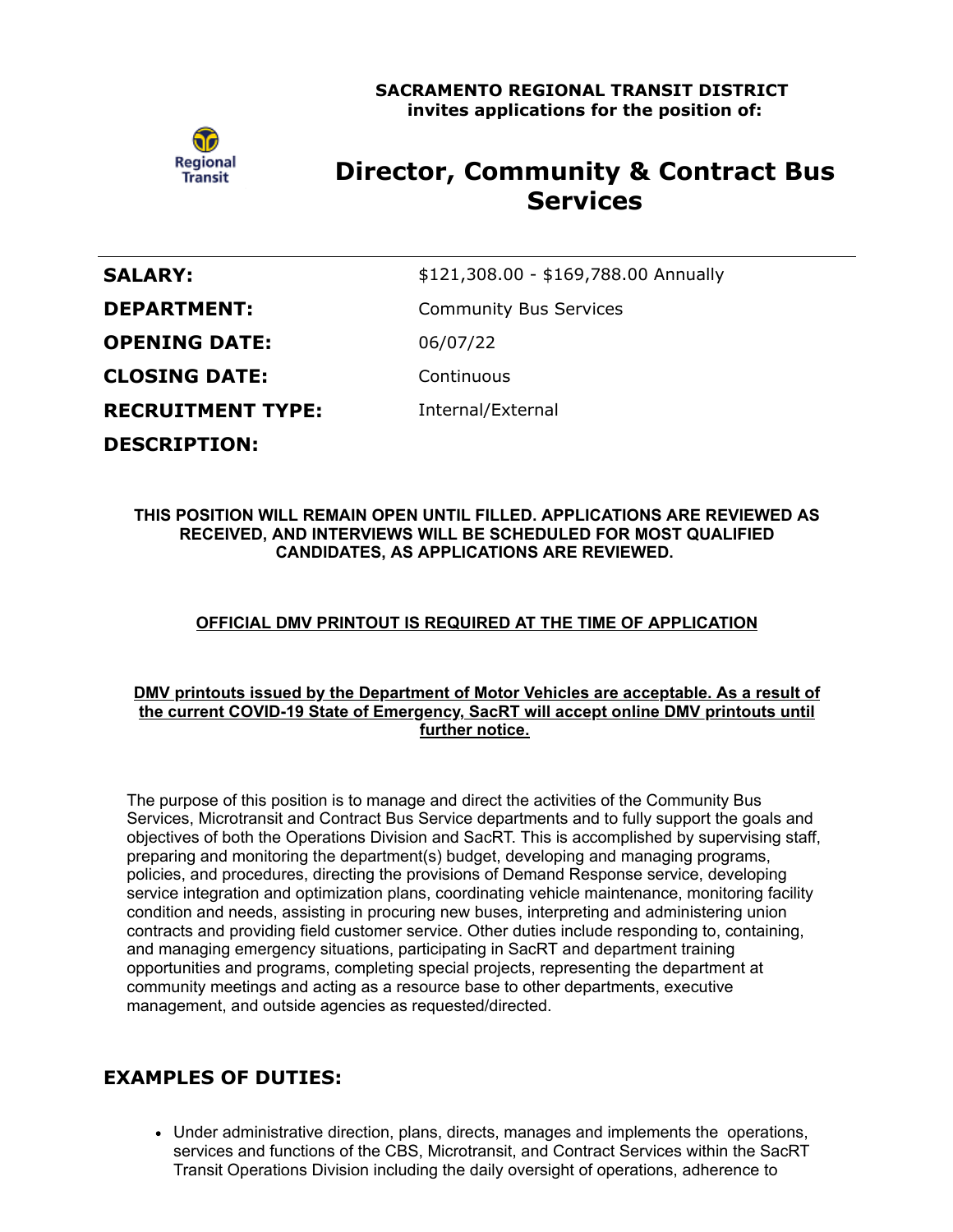**SACRAMENTO REGIONAL TRANSIT DISTRICT**
**invites applications for the position of:**

# Director, Community & Contract Bus Services

| | |
|---|---|
| **SALARY:** | $121,308.00 - $169,788.00 Annually |
| **DEPARTMENT:** | Community Bus Services |
| **OPENING DATE:** | 06/07/22 |
| **CLOSING DATE:** | Continuous |
| **RECRUITMENT TYPE:** | Internal/External |

**DESCRIPTION:**

**THIS POSITION WILL REMAIN OPEN UNTIL FILLED. APPLICATIONS ARE REVIEWED AS RECEIVED, AND INTERVIEWS WILL BE SCHEDULED FOR MOST QUALIFIED CANDIDATES, AS APPLICATIONS ARE REVIEWED.**

**OFFICIAL DMV PRINTOUT IS REQUIRED AT THE TIME OF APPLICATION**

**DMV printouts issued by the Department of Motor Vehicles are acceptable. As a result of the current COVID-19 State of Emergency, SacRT will accept online DMV printouts until further notice.**

The purpose of this position is to manage and direct the activities of the Community Bus Services, Microtransit and Contract Bus Service departments and to fully support the goals and objectives of both the Operations Division and SacRT. This is accomplished by supervising staff, preparing and monitoring the department(s) budget, developing and managing programs, policies, and procedures, directing the provisions of Demand Response service, developing service integration and optimization plans, coordinating vehicle maintenance, monitoring facility condition and needs, assisting in procuring new buses, interpreting and administering union contracts and providing field customer service. Other duties include responding to, containing, and managing emergency situations, participating in SacRT and department training opportunities and programs, completing special projects, representing the department at community meetings and acting as a resource base to other departments, executive management, and outside agencies as requested/directed.

## EXAMPLES OF DUTIES:

- Under administrative direction, plans, directs, manages and implements the operations, services and functions of the CBS, Microtransit, and Contract Services within the SacRT Transit Operations Division including the daily oversight of operations, adherence to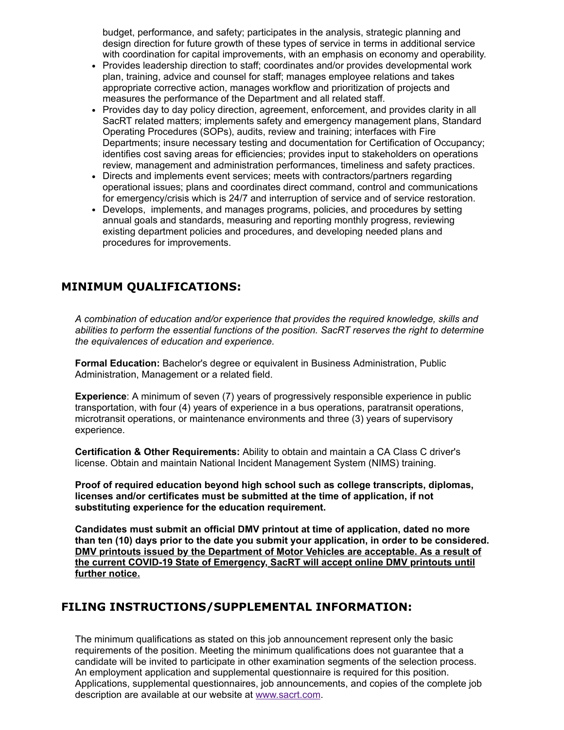budget, performance, and safety; participates in the analysis, strategic planning and design direction for future growth of these types of service in terms in additional service with coordination for capital improvements, with an emphasis on economy and operability.

- Provides leadership direction to staff; coordinates and/or provides developmental work plan, training, advice and counsel for staff; manages employee relations and takes appropriate corrective action, manages workflow and prioritization of projects and measures the performance of the Department and all related staff.
- Provides day to day policy direction, agreement, enforcement, and provides clarity in all SacRT related matters; implements safety and emergency management plans, Standard Operating Procedures (SOPs), audits, review and training; interfaces with Fire Departments; insure necessary testing and documentation for Certification of Occupancy; identifies cost saving areas for efficiencies; provides input to stakeholders on operations review, management and administration performances, timeliness and safety practices.
- Directs and implements event services; meets with contractors/partners regarding operational issues; plans and coordinates direct command, control and communications for emergency/crisis which is 24/7 and interruption of service and of service restoration.
- Develops, implements, and manages programs, policies, and procedures by setting annual goals and standards, measuring and reporting monthly progress, reviewing existing department policies and procedures, and developing needed plans and procedures for improvements.

## MINIMUM QUALIFICATIONS:

*A combination of education and/or experience that provides the required knowledge, skills and abilities to perform the essential functions of the position. SacRT reserves the right to determine the equivalences of education and experience.*

**Formal Education:** Bachelor's degree or equivalent in Business Administration, Public Administration, Management or a related field.

**Experience**: A minimum of seven (7) years of progressively responsible experience in public transportation, with four (4) years of experience in a bus operations, paratransit operations, microtransit operations, or maintenance environments and three (3) years of supervisory experience.

**Certification & Other Requirements:** Ability to obtain and maintain a CA Class C driver's license. Obtain and maintain National Incident Management System (NIMS) training.

**Proof of required education beyond high school such as college transcripts, diplomas, licenses and/or certificates must be submitted at the time of application, if not substituting experience for the education requirement.**

**Candidates must submit an official DMV printout at time of application, dated no more than ten (10) days prior to the date you submit your application, in order to be considered. DMV printouts issued by the Department of Motor Vehicles are acceptable. As a result of the current COVID-19 State of Emergency, SacRT will accept online DMV printouts until further notice.**

## FILING INSTRUCTIONS/SUPPLEMENTAL INFORMATION:

The minimum qualifications as stated on this job announcement represent only the basic requirements of the position. Meeting the minimum qualifications does not guarantee that a candidate will be invited to participate in other examination segments of the selection process. An employment application and supplemental questionnaire is required for this position. Applications, supplemental questionnaires, job announcements, and copies of the complete job description are available at our website at www.sacrt.com.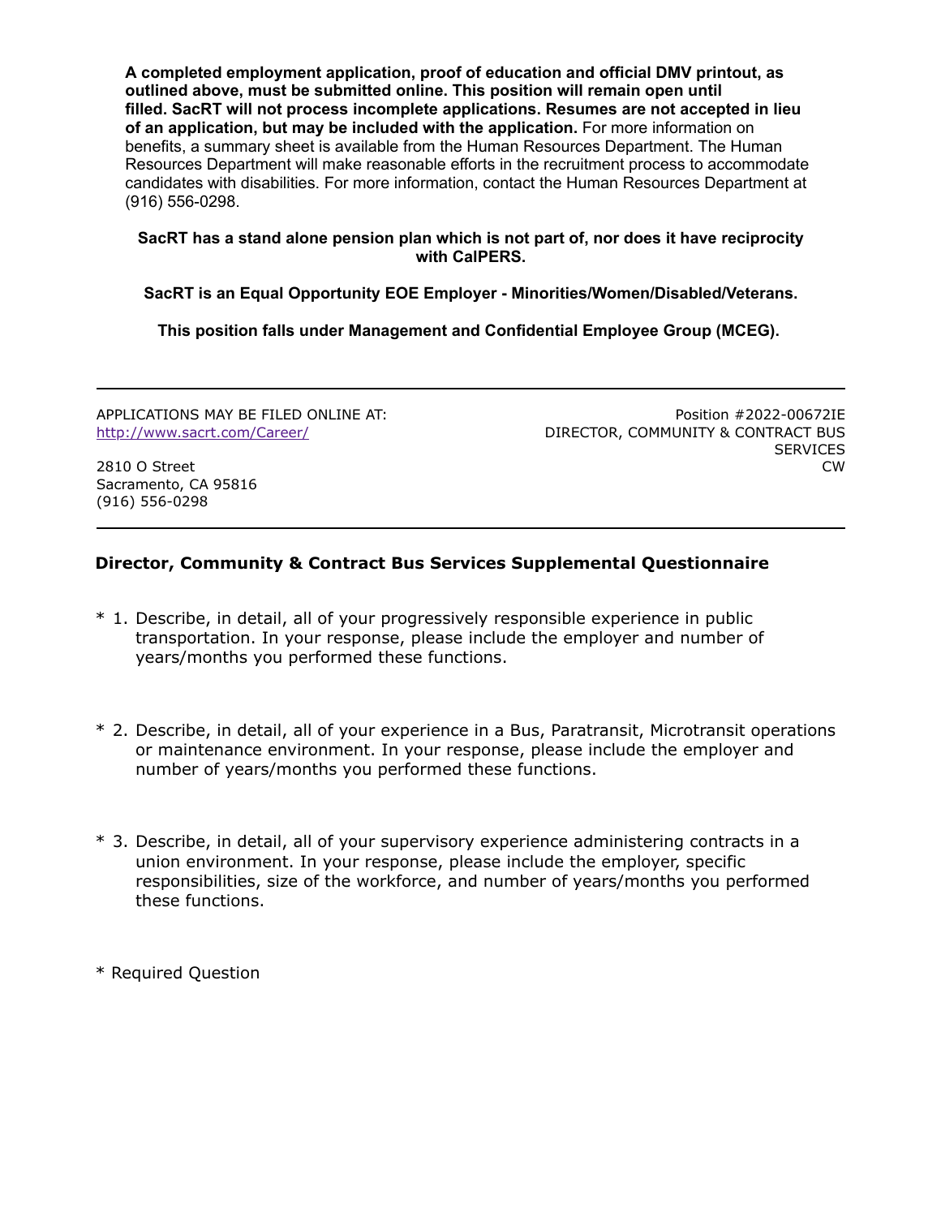**A completed employment application, proof of education and official DMV printout, as outlined above, must be submitted online. This position will remain open until filled. SacRT will not process incomplete applications. Resumes are not accepted in lieu of an application, but may be included with the application.** For more information on benefits, a summary sheet is available from the Human Resources Department. The Human Resources Department will make reasonable efforts in the recruitment process to accommodate candidates with disabilities. For more information, contact the Human Resources Department at (916) 556-0298.

**SacRT has a stand alone pension plan which is not part of, nor does it have reciprocity with CalPERS.**

**SacRT is an Equal Opportunity EOE Employer - Minorities/Women/Disabled/Veterans.**

**This position falls under Management and Confidential Employee Group (MCEG).**

---

APPLICATIONS MAY BE FILED ONLINE AT:
http://www.sacrt.com/Career/

2810 O Street
Sacramento, CA 95816
(916) 556-0298

Position #2022-00672IE
DIRECTOR, COMMUNITY & CONTRACT BUS SERVICES
CW

---

## Director, Community & Contract Bus Services Supplemental Questionnaire

\* 1. Describe, in detail, all of your progressively responsible experience in public transportation. In your response, please include the employer and number of years/months you performed these functions.

\* 2. Describe, in detail, all of your experience in a Bus, Paratransit, Microtransit operations or maintenance environment. In your response, please include the employer and number of years/months you performed these functions.

\* 3. Describe, in detail, all of your supervisory experience administering contracts in a union environment. In your response, please include the employer, specific responsibilities, size of the workforce, and number of years/months you performed these functions.

\* Required Question